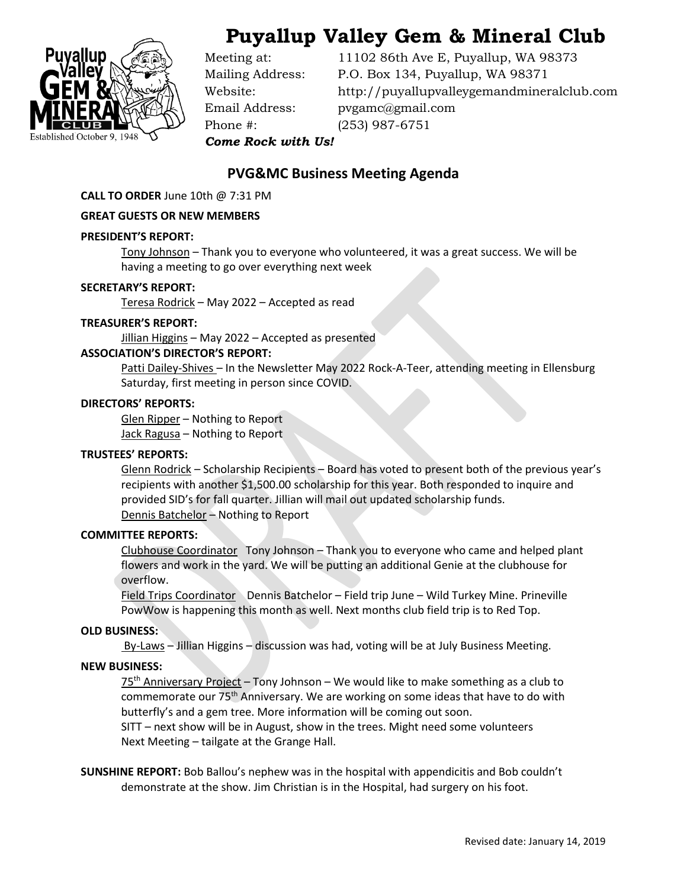# Puyallup Valley Gem & Mineral Club

Meeting at: 11102 86th Ave E, Puyallup, WA 98373
Mailing Address: P.O. Box 134, Puyallup, WA 98371
Website: http://puyallupvalleygemandmineralclub.com
Email Address: pvgamc@gmail.com
Phone #: (253) 987-6751

***Come Rock with Us!***

Established October 9, 1948

## PVG&MC Business Meeting Agenda

**CALL TO ORDER** June 10th @ 7:31 PM

**GREAT GUESTS OR NEW MEMBERS**

**PRESIDENT'S REPORT:**

Tony Johnson – Thank you to everyone who volunteered, it was a great success. We will be having a meeting to go over everything next week

**SECRETARY'S REPORT:**

Teresa Rodrick – May 2022 – Accepted as read

**TREASURER'S REPORT:**

Jillian Higgins – May 2022 – Accepted as presented

**ASSOCIATION'S DIRECTOR'S REPORT:**

Patti Dailey-Shives – In the Newsletter May 2022 Rock-A-Teer, attending meeting in Ellensburg Saturday, first meeting in person since COVID.

**DIRECTORS' REPORTS:**

Glen Ripper – Nothing to Report
Jack Ragusa – Nothing to Report

**TRUSTEES' REPORTS:**

Glenn Rodrick – Scholarship Recipients – Board has voted to present both of the previous year's recipients with another $1,500.00 scholarship for this year. Both responded to inquire and provided SID's for fall quarter. Jillian will mail out updated scholarship funds.
Dennis Batchelor – Nothing to Report

**COMMITTEE REPORTS:**

Clubhouse Coordinator Tony Johnson – Thank you to everyone who came and helped plant flowers and work in the yard. We will be putting an additional Genie at the clubhouse for overflow.
Field Trips Coordinator Dennis Batchelor – Field trip June – Wild Turkey Mine. Prineville PowWow is happening this month as well. Next months club field trip is to Red Top.

**OLD BUSINESS:**

By-Laws – Jillian Higgins – discussion was had, voting will be at July Business Meeting.

**NEW BUSINESS:**

75th Anniversary Project – Tony Johnson – We would like to make something as a club to commemorate our 75th Anniversary. We are working on some ideas that have to do with butterfly's and a gem tree. More information will be coming out soon.
SITT – next show will be in August, show in the trees. Might need some volunteers
Next Meeting – tailgate at the Grange Hall.

**SUNSHINE REPORT:** Bob Ballou's nephew was in the hospital with appendicitis and Bob couldn't demonstrate at the show. Jim Christian is in the Hospital, had surgery on his foot.

Revised date: January 14, 2019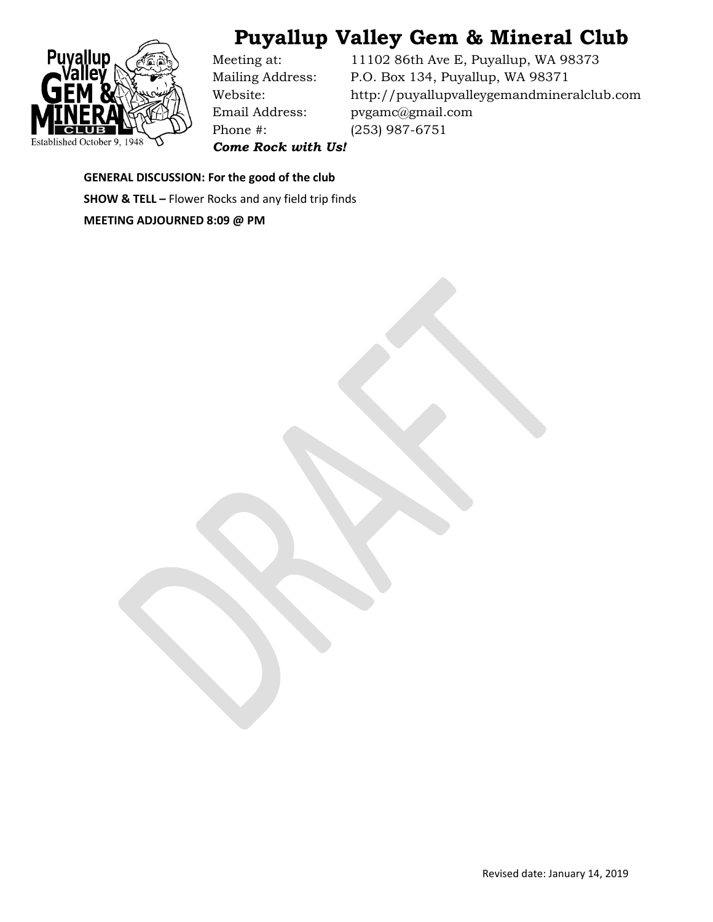# Puyallup Valley Gem & Mineral Club

Established October 9, 1948

Meeting at: 11102 86th Ave E, Puyallup, WA 98373
Mailing Address: P.O. Box 134, Puyallup, WA 98371
Website: http://puyallupvalleygemandmineralclub.com
Email Address: pvgamc@gmail.com
Phone #: (253) 987-6751

***Come Rock with Us!***

**GENERAL DISCUSSION: For the good of the club**

**SHOW & TELL –** Flower Rocks and any field trip finds

**MEETING ADJOURNED 8:09 @ PM**

DRAFT

Revised date: January 14, 2019